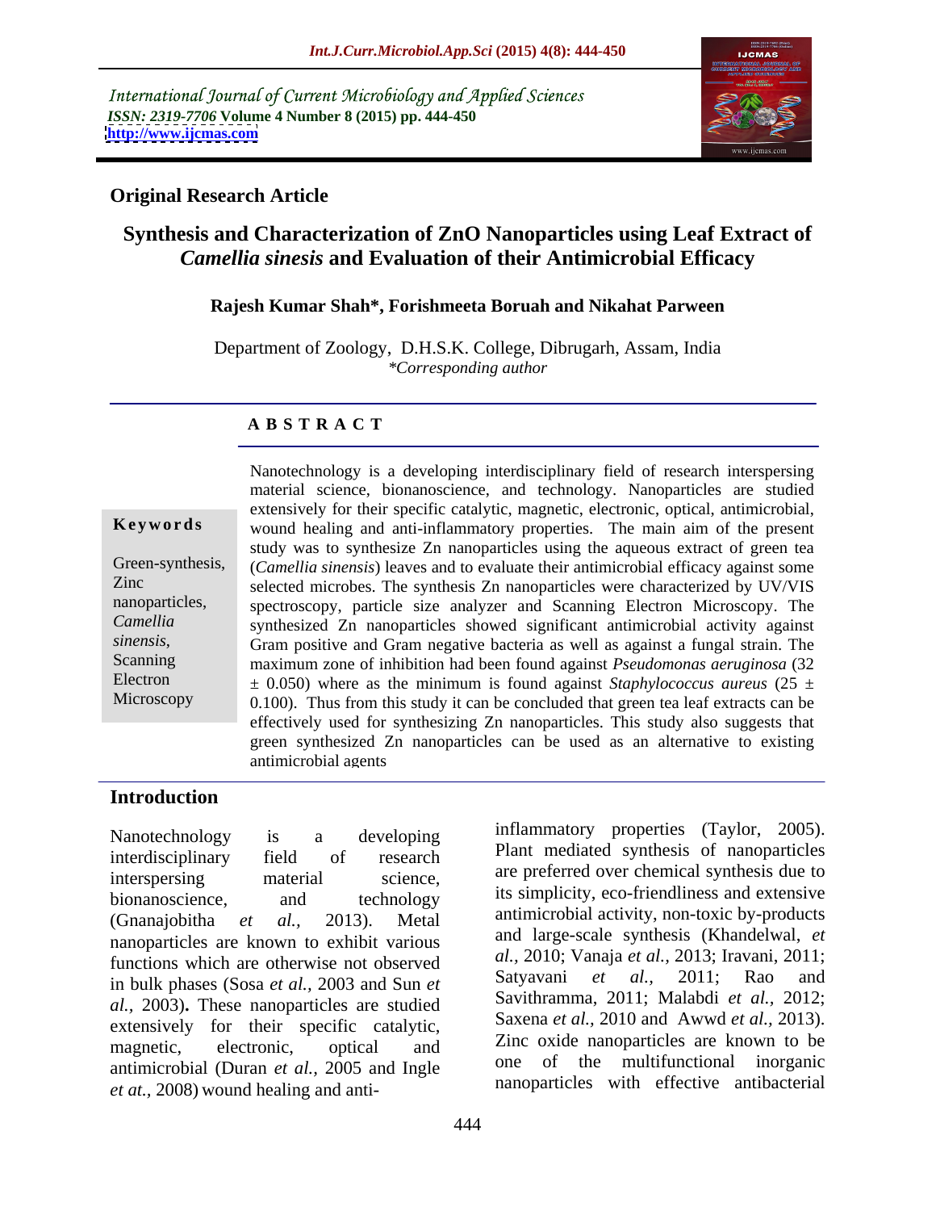International Journal of Current Microbiology and Applied Sciences
*ISSN: 2319-7706* **Volume 4 Number 8 (2015) pp. 444-450**
**http://www.ijcmas.com**

**Original Research Article**

# Synthesis and Characterization of ZnO Nanoparticles using Leaf Extract of *Camellia sinesis* and Evaluation of their Antimicrobial Efficacy

**Rajesh Kumar Shah\*, Forishmeeta Boruah and Nikahat Parween**

Department of Zoology, D.H.S.K. College, Dibrugarh, Assam, India
*\*Corresponding author*

## ABSTRACT

**Keywords**

Green-synthesis, Zinc nanoparticles, *Camellia sinesis*, Scanning Electron Microscopy

Nanotechnology is a developing interdisciplinary field of research interspersing material science, bionanoscience, and technology. Nanoparticles are studied extensively for their specific catalytic, magnetic, electronic, optical, antimicrobial, wound healing and anti-inflammatory properties. The main aim of the present study was to synthesize Zn nanoparticles using the aqueous extract of green tea (*Camellia sinensis*) leaves and to evaluate their antimicrobial efficacy against some selected microbes. The synthesis Zn nanoparticles were characterized by UV/VIS spectroscopy, particle size analyzer and Scanning Electron Microscopy. The synthesized Zn nanoparticles showed significant antimicrobial activity against Gram positive and Gram negative bacteria as well as against a fungal strain. The maximum zone of inhibition had been found against *Pseudomonas aeruginosa* (32 ± 0.050) where as the minimum is found against *Staphylococcus aureus* (25 ± 0.100). Thus from this study it can be concluded that green tea leaf extracts can be effectively used for synthesizing Zn nanoparticles. This study also suggests that green synthesized Zn nanoparticles can be used as an alternative to existing antimicrobial agents

## Introduction

Nanotechnology is a developing interdisciplinary field of research interspersing material science, bionanoscience, and technology (Gnanajobitha *et al.,* 2013). Metal nanoparticles are known to exhibit various functions which are otherwise not observed in bulk phases (Sosa *et al.,* 2003 and Sun *et al.,* 2003)**.** These nanoparticles are studied extensively for their specific catalytic, magnetic, electronic, optical and antimicrobial (Duran *et al.,* 2005 and Ingle *et at.,* 2008) wound healing and anti-inflammatory properties (Taylor, 2005). Plant mediated synthesis of nanoparticles are preferred over chemical synthesis due to its simplicity, eco-friendliness and extensive antimicrobial activity, non-toxic by-products and large-scale synthesis (Khandelwal, *et al.,* 2010; Vanaja *et al.,* 2013; Iravani, 2011; Satyavani *et al.,* 2011; Rao and Savithramma, 2011; Malabdi *et al.,* 2012; Saxena *et al.,* 2010 and Awwd *et al.,* 2013). Zinc oxide nanoparticles are known to be one of the multifunctional inorganic nanoparticles with effective antibacterial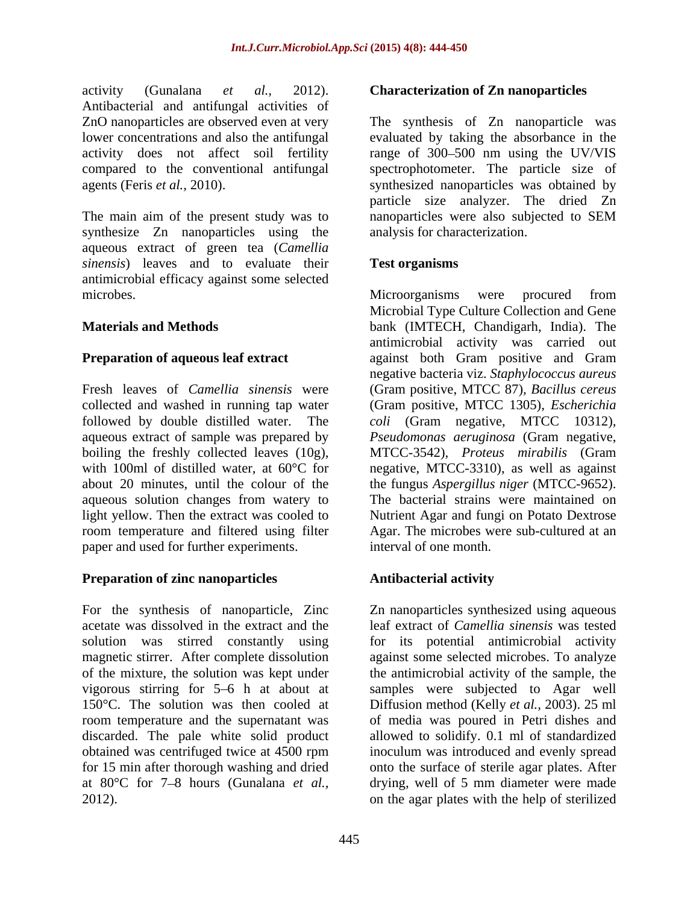activity (Gunalana *et al.,* 2012). Antibacterial and antifungal activities of ZnO nanoparticles are observed even at very lower concentrations and also the antifungal activity does not affect soil fertility compared to the conventional antifungal agents (Feris *et al.,* 2010).

The main aim of the present study was to synthesize Zn nanoparticles using the aqueous extract of green tea (*Camellia sinensis*) leaves and to evaluate their antimicrobial efficacy against some selected microbes.

## Materials and Methods

### Preparation of aqueous leaf extract

Fresh leaves of *Camellia sinensis* were collected and washed in running tap water followed by double distilled water. The aqueous extract of sample was prepared by boiling the freshly collected leaves (10g), with 100ml of distilled water, at 60°C for about 20 minutes, until the colour of the aqueous solution changes from watery to light yellow. Then the extract was cooled to room temperature and filtered using filter paper and used for further experiments.

### Preparation of zinc nanoparticles

For the synthesis of nanoparticle, Zinc acetate was dissolved in the extract and the solution was stirred constantly using magnetic stirrer. After complete dissolution of the mixture, the solution was kept under vigorous stirring for 5–6 h at about at 150°C. The solution was then cooled at room temperature and the supernatant was discarded. The pale white solid product obtained was centrifuged twice at 4500 rpm for 15 min after thorough washing and dried at 80°C for 7–8 hours (Gunalana *et al.,* 2012).

### Characterization of Zn nanoparticles

The synthesis of Zn nanoparticle was evaluated by taking the absorbance in the range of 300–500 nm using the UV/VIS spectrophotometer. The particle size of synthesized nanoparticles was obtained by particle size analyzer. The dried Zn nanoparticles were also subjected to SEM analysis for characterization.

### Test organisms

Microorganisms were procured from Microbial Type Culture Collection and Gene bank (IMTECH, Chandigarh, India). The antimicrobial activity was carried out against both Gram positive and Gram negative bacteria viz. *Staphylococcus aureus* (Gram positive, MTCC 87), *Bacillus cereus* (Gram positive, MTCC 1305), *Escherichia coli* (Gram negative, MTCC 10312), *Pseudomonas aeruginosa* (Gram negative, MTCC-3542), *Proteus mirabilis* (Gram negative, MTCC-3310), as well as against the fungus *Aspergillus niger* (MTCC-9652). The bacterial strains were maintained on Nutrient Agar and fungi on Potato Dextrose Agar. The microbes were sub-cultured at an interval of one month.

### Antibacterial activity

Zn nanoparticles synthesized using aqueous leaf extract of *Camellia sinensis* was tested for its potential antimicrobial activity against some selected microbes. To analyze the antimicrobial activity of the sample, the samples were subjected to Agar well Diffusion method (Kelly *et al.,* 2003). 25 ml of media was poured in Petri dishes and allowed to solidify. 0.1 ml of standardized inoculum was introduced and evenly spread onto the surface of sterile agar plates. After drying, well of 5 mm diameter were made on the agar plates with the help of sterilized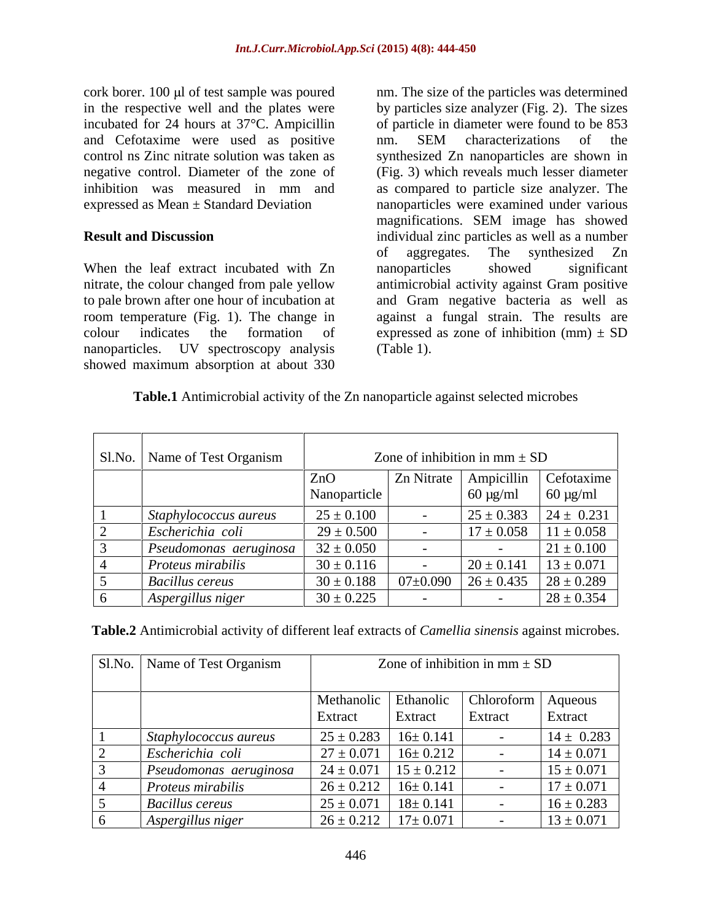cork borer. 100 µl of test sample was poured in the respective well and the plates were incubated for 24 hours at 37°C. Ampicillin and Cefotaxime were used as positive control ns Zinc nitrate solution was taken as negative control. Diameter of the zone of inhibition was measured in mm and expressed as Mean ± Standard Deviation

## Result and Discussion

When the leaf extract incubated with Zn nitrate, the colour changed from pale yellow to pale brown after one hour of incubation at room temperature (Fig. 1). The change in colour indicates the formation of nanoparticles. UV spectroscopy analysis showed maximum absorption at about 330 nm. The size of the particles was determined by particles size analyzer (Fig. 2). The sizes of particle in diameter were found to be 853 nm. SEM characterizations of the synthesized Zn nanoparticles are shown in (Fig. 3) which reveals much lesser diameter as compared to particle size analyzer. The nanoparticles were examined under various magnifications. SEM image has showed individual zinc particles as well as a number of aggregates. The synthesized Zn nanoparticles showed significant antimicrobial activity against Gram positive and Gram negative bacteria as well as against a fungal strain. The results are expressed as zone of inhibition (mm) ± SD (Table 1).

**Table.1** Antimicrobial activity of the Zn nanoparticle against selected microbes

| Sl.No. | Name of Test Organism | Zone of inhibition in mm ± SD | | | |
|---|---|---|---|---|---|
| | | ZnO Nanoparticle | Zn Nitrate | Ampicillin 60 µg/ml | Cefotaxime 60 µg/ml |
| 1 | *Staphylococcus aureus* | 25 ± 0.100 | - | 25 ± 0.383 | 24 ± 0.231 |
| 2 | *Escherichia coli* | 29 ± 0.500 | - | 17 ± 0.058 | 11 ± 0.058 |
| 3 | *Pseudomonas aeruginosa* | 32 ± 0.050 | - | - | 21 ± 0.100 |
| 4 | *Proteus mirabilis* | 30 ± 0.116 | - | 20 ± 0.141 | 13 ± 0.071 |
| 5 | *Bacillus cereus* | 30 ± 0.188 | 07±0.090 | 26 ± 0.435 | 28 ± 0.289 |
| 6 | *Aspergillus niger* | 30 ± 0.225 | - | - | 28 ± 0.354 |

**Table.2** Antimicrobial activity of different leaf extracts of *Camellia sinensis* against microbes.

| Sl.No. | Name of Test Organism | Zone of inhibition in mm ± SD | | | |
|---|---|---|---|---|---|
| | | Methanolic Extract | Ethanolic Extract | Chloroform Extract | Aqueous Extract |
| 1 | *Staphylococcus aureus* | 25 ± 0.283 | 16± 0.141 | - | 14 ± 0.283 |
| 2 | *Escherichia coli* | 27 ± 0.071 | 16± 0.212 | - | 14 ± 0.071 |
| 3 | *Pseudomonas aeruginosa* | 24 ± 0.071 | 15 ± 0.212 | - | 15 ± 0.071 |
| 4 | *Proteus mirabilis* | 26 ± 0.212 | 16± 0.141 | - | 17 ± 0.071 |
| 5 | *Bacillus cereus* | 25 ± 0.071 | 18± 0.141 | - | 16 ± 0.283 |
| 6 | *Aspergillus niger* | 26 ± 0.212 | 17± 0.071 | - | 13 ± 0.071 |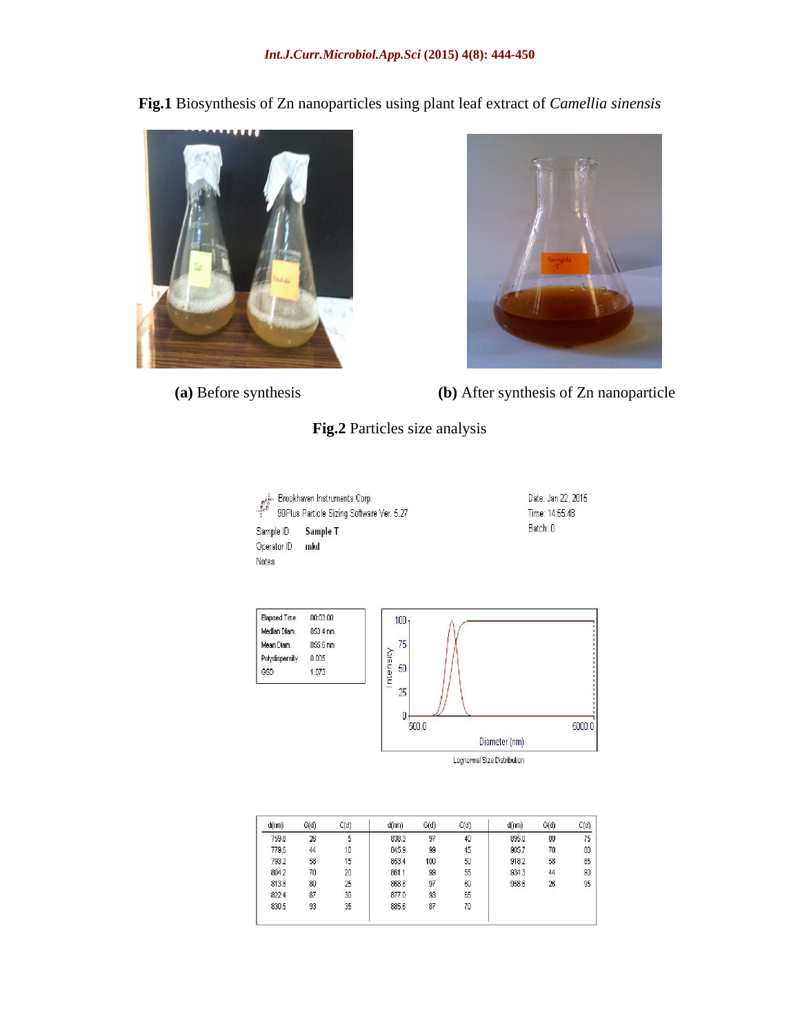**Fig.1** Biosynthesis of Zn nanoparticles using plant leaf extract of *Camellia sinensis*

**(a)** Before synthesis **(b)** After synthesis of Zn nanoparticle

**Fig.2** Particles size analysis

Brookhaven Instruments Corp.
90Plus Particle Sizing Software Ver. 5.27

Date: Jan 22, 2015
Time: 14:55:48
Batch: 0

Sample ID **Sample T**
Operator ID **mkd**
Notes

| Elapsed Time | 00:03:00 |
|---|---|
| Median Diam. | 853.4 nm |
| Mean Diam. | 855.6 nm |
| Polydispersity | 0.005 |
| GSD | 1.073 |

Lognormal Size Distribution

| d(nm) | G(d) | C(d) | d(nm) | G(d) | C(d) | d(nm) | G(d) | C(d) |
|---|---|---|---|---|---|---|---|---|
| 759.8 | 26 | 5 | 838.3 | 97 | 40 | 895.0 | 80 | 75 |
| 778.6 | 44 | 10 | 845.9 | 99 | 45 | 905.7 | 70 | 80 |
| 793.2 | 58 | 15 | 853.4 | 100 | 50 | 918.2 | 58 | 85 |
| 804.2 | 70 | 20 | 861.1 | 99 | 55 | 934.3 | 44 | 90 |
| 813.8 | 80 | 25 | 868.8 | 97 | 60 | 958.8 | 26 | 95 |
| 822.4 | 87 | 30 | 877.0 | 93 | 65 | | | |
| 830.5 | 93 | 35 | 885.6 | 87 | 70 | | | |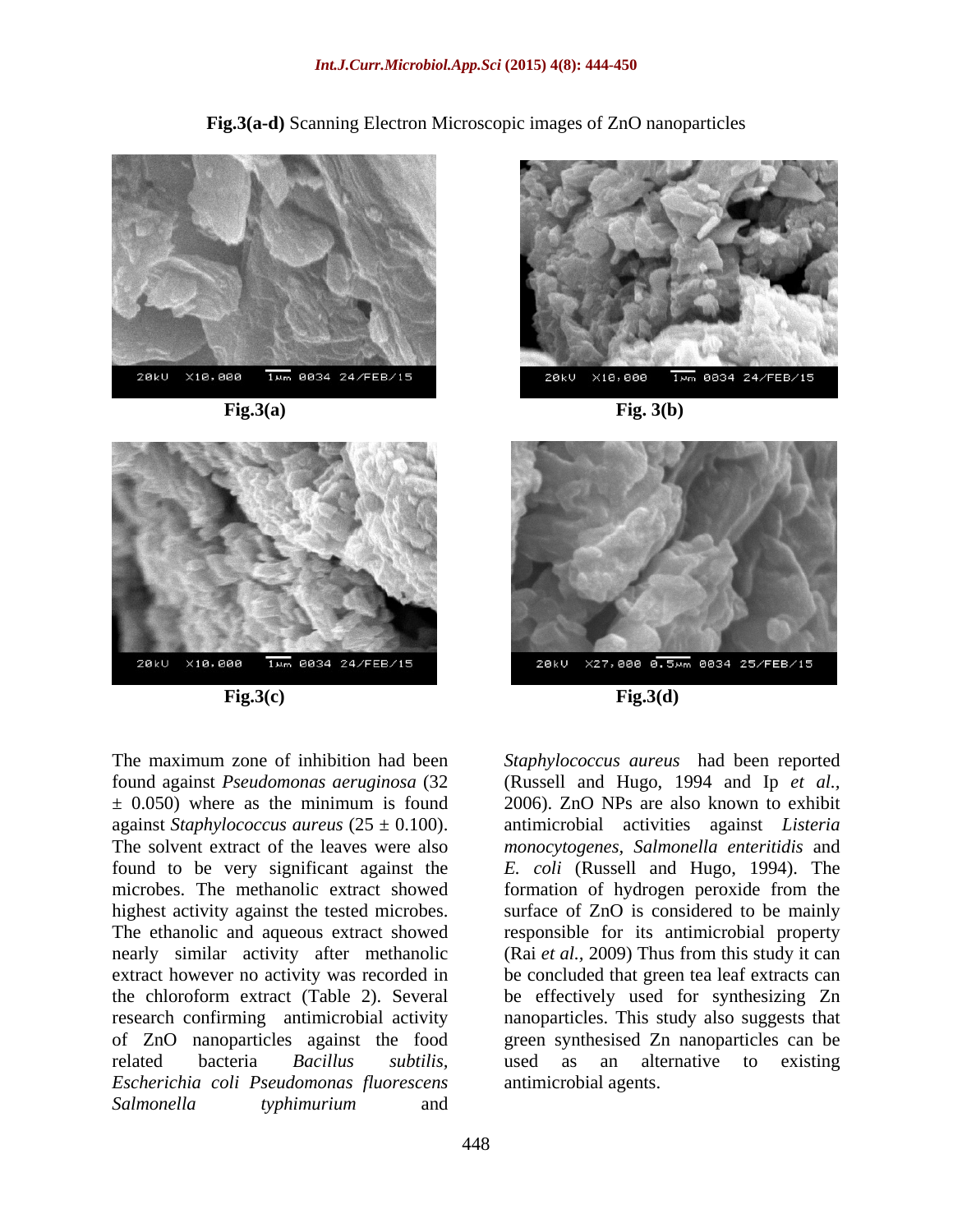**Fig.3(a-d)** Scanning Electron Microscopic images of ZnO nanoparticles

**Fig.3(a)**

**Fig. 3(b)**

**Fig.3(c)**

**Fig.3(d)**

The maximum zone of inhibition had been found against *Pseudomonas aeruginosa* (32 ± 0.050) where as the minimum is found against *Staphylococcus aureus* (25 ± 0.100). The solvent extract of the leaves were also found to be very significant against the microbes. The methanolic extract showed highest activity against the tested microbes. The ethanolic and aqueous extract showed nearly similar activity after methanolic extract however no activity was recorded in the chloroform extract (Table 2). Several research confirming antimicrobial activity of ZnO nanoparticles against the food related bacteria *Bacillus subtilis, Escherichia coli Pseudomonas fluorescens Salmonella typhimurium* and *Staphylococcus aureus* had been reported (Russell and Hugo, 1994 and Ip *et al.,* 2006). ZnO NPs are also known to exhibit antimicrobial activities against *Listeria monocytogenes*, *Salmonella enteritidis* and *E. coli* (Russell and Hugo, 1994). The formation of hydrogen peroxide from the surface of ZnO is considered to be mainly responsible for its antimicrobial property (Rai *et al.,* 2009) Thus from this study it can be concluded that green tea leaf extracts can be effectively used for synthesizing Zn nanoparticles. This study also suggests that green synthesised Zn nanoparticles can be used as an alternative to existing antimicrobial agents.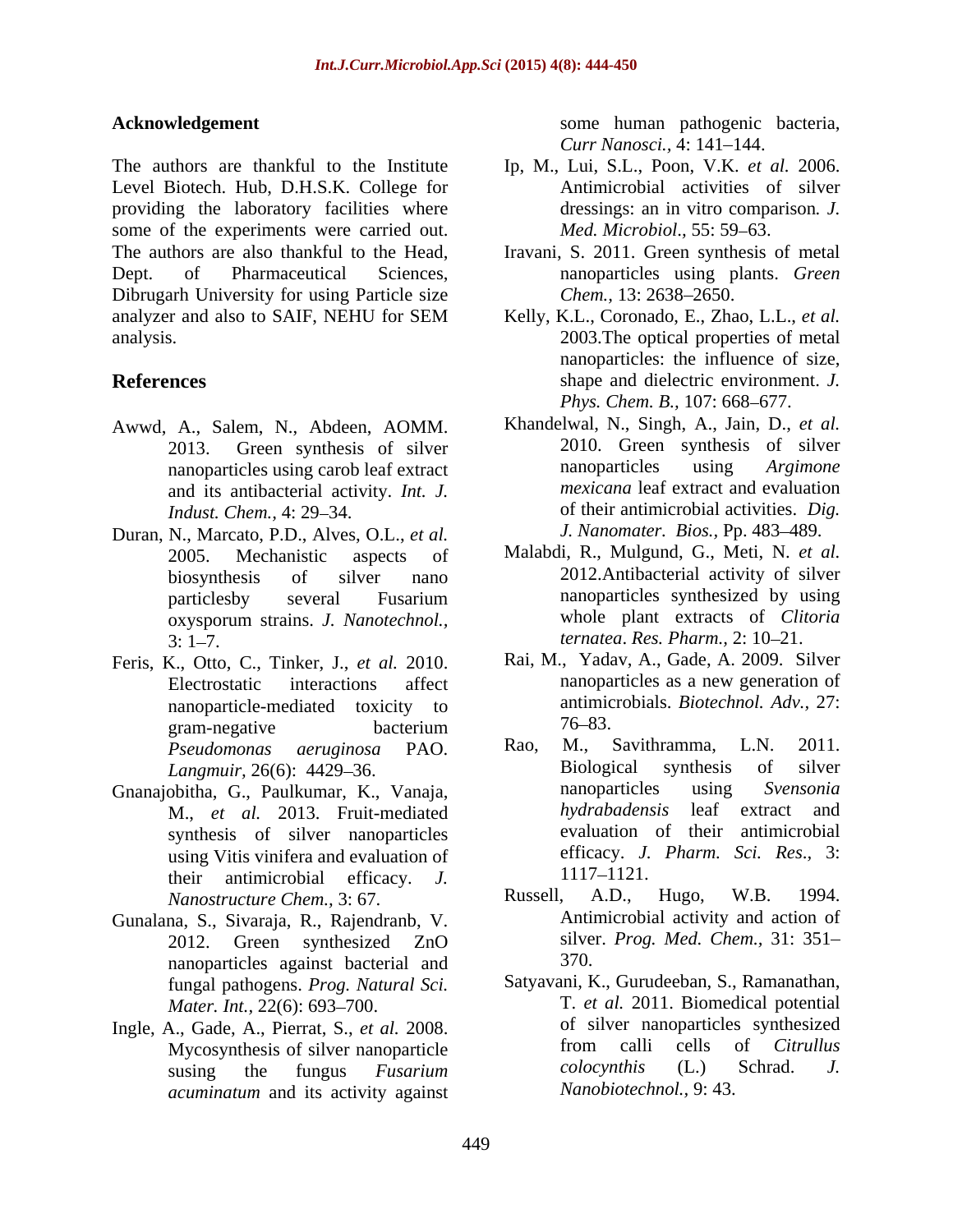## Acknowledgement

The authors are thankful to the Institute Level Biotech. Hub, D.H.S.K. College for providing the laboratory facilities where some of the experiments were carried out. The authors are also thankful to the Head, Dept. of Pharmaceutical Sciences, Dibrugarh University for using Particle size analyzer and also to SAIF, NEHU for SEM analysis.

## References

Awwd, A., Salem, N., Abdeen, AOMM. 2013. Green synthesis of silver nanoparticles using carob leaf extract and its antibacterial activity. *Int. J. Indust. Chem.,* 4: 29–34.

Duran, N., Marcato, P.D., Alves, O.L., *et al.* 2005. Mechanistic aspects of biosynthesis of silver nano particlesby several Fusarium oxysporum strains. *J. Nanotechnol.,* 3: 1–7.

Feris, K., Otto, C., Tinker, J., *et al.* 2010. Electrostatic interactions affect nanoparticle-mediated toxicity to gram-negative bacterium *Pseudomonas aeruginosa* PAO. *Langmuir,* 26(6): 4429–36.

Gnanajobitha, G., Paulkumar, K., Vanaja, M., *et al.* 2013. Fruit-mediated synthesis of silver nanoparticles using Vitis vinifera and evaluation of their antimicrobial efficacy. *J. Nanostructure Chem.,* 3: 67.

Gunalana, S., Sivaraja, R., Rajendranb, V. 2012. Green synthesized ZnO nanoparticles against bacterial and fungal pathogens. *Prog. Natural Sci. Mater. Int.,* 22(6): 693–700.

Ingle, A., Gade, A., Pierrat, S., *et al.* 2008. Mycosynthesis of silver nanoparticle susing the fungus *Fusarium acuminatum* and its activity against some human pathogenic bacteria, *Curr Nanosci.,* 4: 141–144.

Ip, M., Lui, S.L., Poon, V.K. *et al.* 2006. Antimicrobial activities of silver dressings: an in vitro comparison. *J. Med. Microbiol*., 55: 59–63.

Iravani, S. 2011. Green synthesis of metal nanoparticles using plants. *Green Chem.,* 13: 2638–2650.

Kelly, K.L., Coronado, E., Zhao, L.L., *et al.* 2003.The optical properties of metal nanoparticles: the influence of size, shape and dielectric environment. *J. Phys. Chem. B.,* 107: 668–677.

Khandelwal, N., Singh, A., Jain, D., *et al.* 2010. Green synthesis of silver nanoparticles using *Argimone mexicana* leaf extract and evaluation of their antimicrobial activities. *Dig. J. Nanomater. Bios.,* Pp. 483–489.

Malabdi, R., Mulgund, G., Meti, N. *et al.* 2012.Antibacterial activity of silver nanoparticles synthesized by using whole plant extracts of *Clitoria ternatea*. *Res. Pharm.,* 2: 10–21.

Rai, M., Yadav, A., Gade, A. 2009. Silver nanoparticles as a new generation of antimicrobials. *Biotechnol. Adv.,* 27: 76–83.

Rao, M., Savithramma, L.N. 2011. Biological synthesis of silver nanoparticles using *Svensonia hydrabadensis* leaf extract and evaluation of their antimicrobial efficacy. *J. Pharm. Sci. Res*., 3: 1117–1121.

Russell, A.D., Hugo, W.B. 1994. Antimicrobial activity and action of silver. *Prog. Med. Chem.,* 31: 351–370.

Satyavani, K., Gurudeeban, S., Ramanathan, T. *et al.* 2011. Biomedical potential of silver nanoparticles synthesized from calli cells of *Citrullus colocynthis* (L.) Schrad. *J. Nanobiotechnol.,* 9: 43.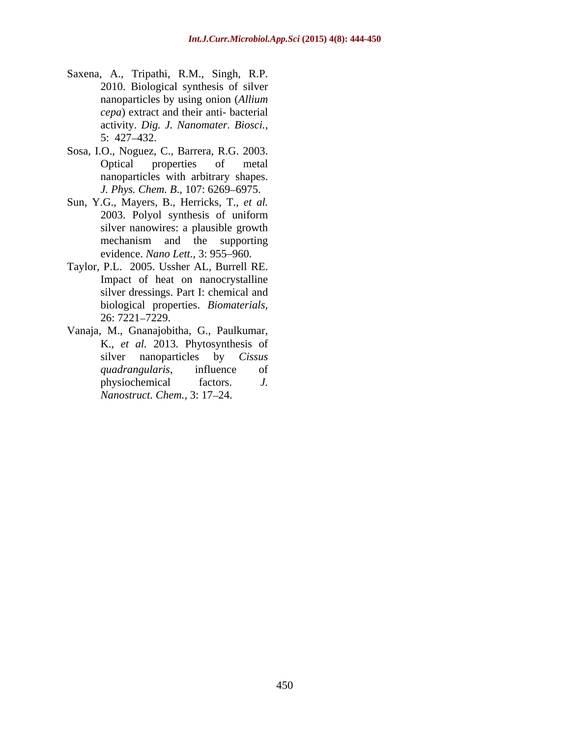Saxena, A., Tripathi, R.M., Singh, R.P. 2010. Biological synthesis of silver nanoparticles by using onion (*Allium cepa*) extract and their anti- bacterial activity. *Dig. J. Nanomater. Biosci.*, 5: 427–432.

Sosa, I.O., Noguez, C., Barrera, R.G. 2003. Optical properties of metal nanoparticles with arbitrary shapes. *J. Phys. Chem. B*., 107: 6269–6975.

Sun, Y.G., Mayers, B., Herricks, T., *et al.* 2003. Polyol synthesis of uniform silver nanowires: a plausible growth mechanism and the supporting evidence. *Nano Lett.*, 3: 955–960.

Taylor, P.L. 2005. Ussher AL, Burrell RE. Impact of heat on nanocrystalline silver dressings. Part I: chemical and biological properties. *Biomaterials*, 26: 7221–7229.

Vanaja, M., Gnanajobitha, G., Paulkumar, K., *et al.* 2013. Phytosynthesis of silver nanoparticles by *Cissus quadrangularis*, influence of physiochemical factors. *J. Nanostruct. Chem.*, 3: 17–24.